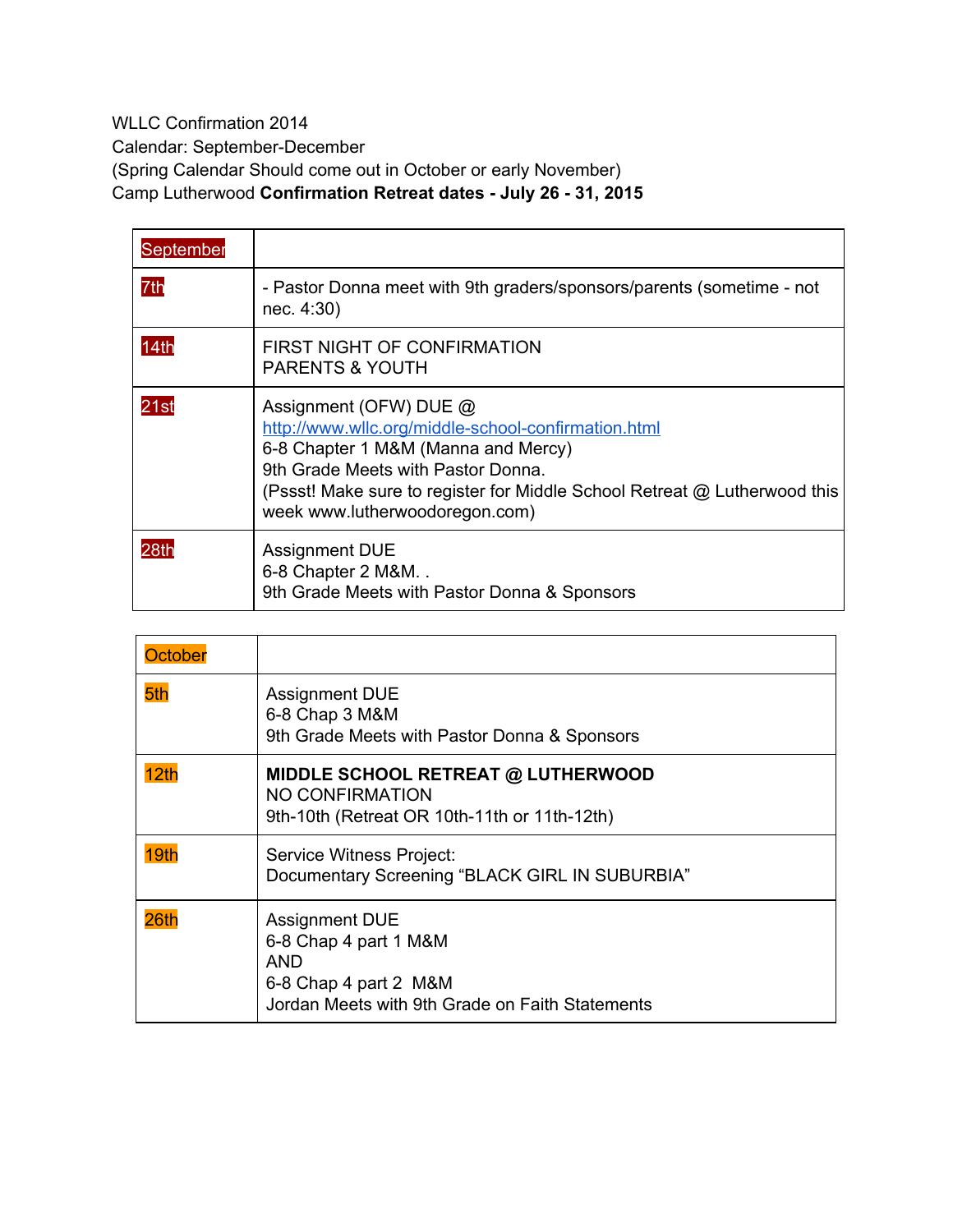WLLC Confirmation 2014
Calendar: September-December
(Spring Calendar Should come out in October or early November)
Camp Lutherwood **Confirmation Retreat dates - July 26 - 31, 2015**

| September | |
|---|---|
| 7th | - Pastor Donna meet with 9th graders/sponsors/parents (sometime - not nec. 4:30) |
| 14th | FIRST NIGHT OF CONFIRMATION<br>PARENTS & YOUTH |
| 21st | Assignment (OFW) DUE @ http://www.wllc.org/middle-school-confirmation.html<br>6-8 Chapter 1 M&M (Manna and Mercy)<br>9th Grade Meets with Pastor Donna.<br>(Pssst! Make sure to register for Middle School Retreat @ Lutherwood this week www.lutherwoodoregon.com) |
| 28th | Assignment DUE<br>6-8 Chapter 2 M&M. .<br>9th Grade Meets with Pastor Donna & Sponsors |

| October | |
|---|---|
| 5th | Assignment DUE<br>6-8 Chap 3 M&M<br>9th Grade Meets with Pastor Donna & Sponsors |
| 12th | **MIDDLE SCHOOL RETREAT @ LUTHERWOOD**<br>NO CONFIRMATION<br>9th-10th (Retreat OR 10th-11th or 11th-12th) |
| 19th | Service Witness Project:<br>Documentary Screening “BLACK GIRL IN SUBURBIA” |
| 26th | Assignment DUE<br>6-8 Chap 4 part 1 M&M<br>AND<br>6-8 Chap 4 part 2 M&M<br>Jordan Meets with 9th Grade on Faith Statements |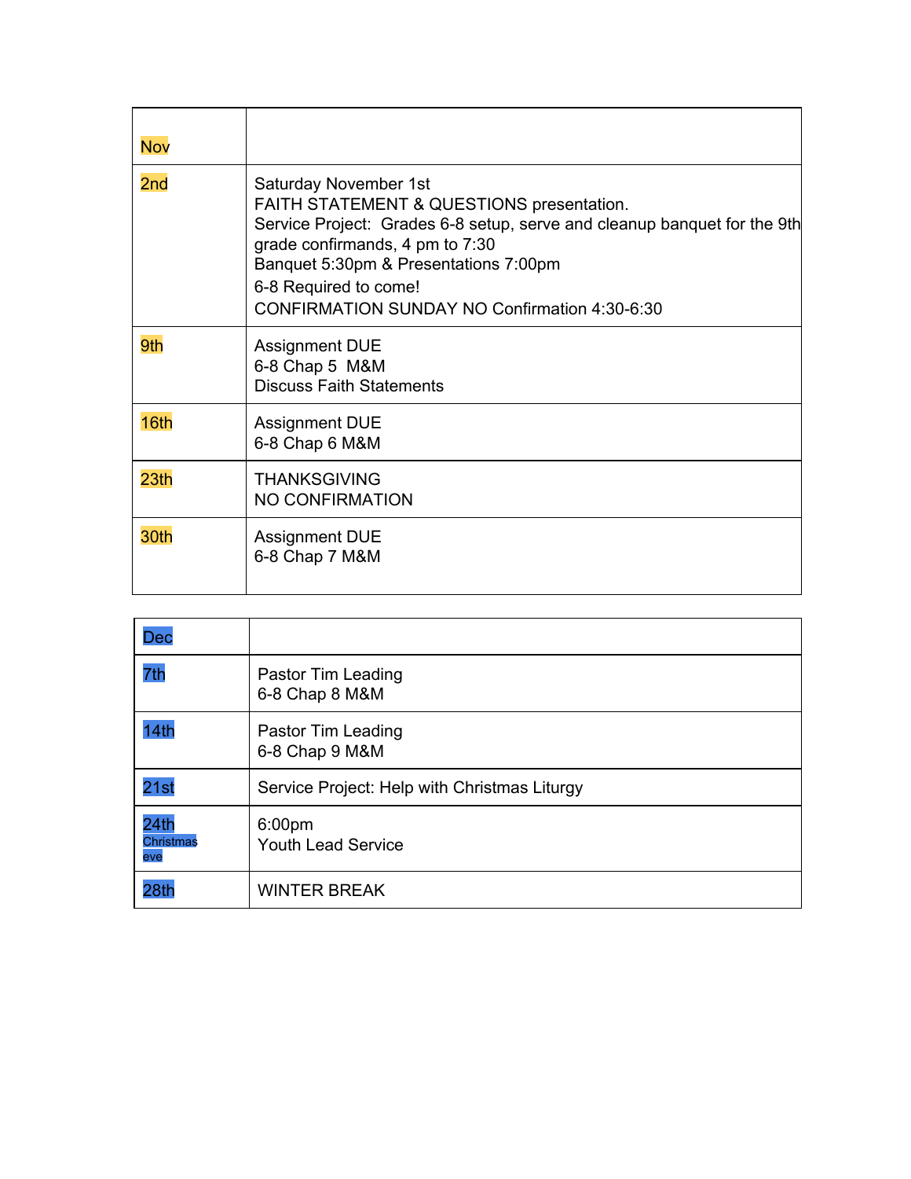| Nov | |
|---|---|
| 2nd | Saturday November 1st<br>FAITH STATEMENT & QUESTIONS presentation.<br>Service Project: Grades 6-8 setup, serve and cleanup banquet for the 9th grade confirmands, 4 pm to 7:30<br>Banquet 5:30pm & Presentations 7:00pm<br>6-8 Required to come!<br>CONFIRMATION SUNDAY NO Confirmation 4:30-6:30 |
| 9th | Assignment DUE<br>6-8 Chap 5 M&M<br>Discuss Faith Statements |
| 16th | Assignment DUE<br>6-8 Chap 6 M&M |
| 23th | THANKSGIVING<br>NO CONFIRMATION |
| 30th | Assignment DUE<br>6-8 Chap 7 M&M |

| Dec | |
|---|---|
| 7th | Pastor Tim Leading<br>6-8 Chap 8 M&M |
| 14th | Pastor Tim Leading<br>6-8 Chap 9 M&M |
| 21st | Service Project: Help with Christmas Liturgy |
| 24th<br>Christmas eve | 6:00pm<br>Youth Lead Service |
| 28th | WINTER BREAK |